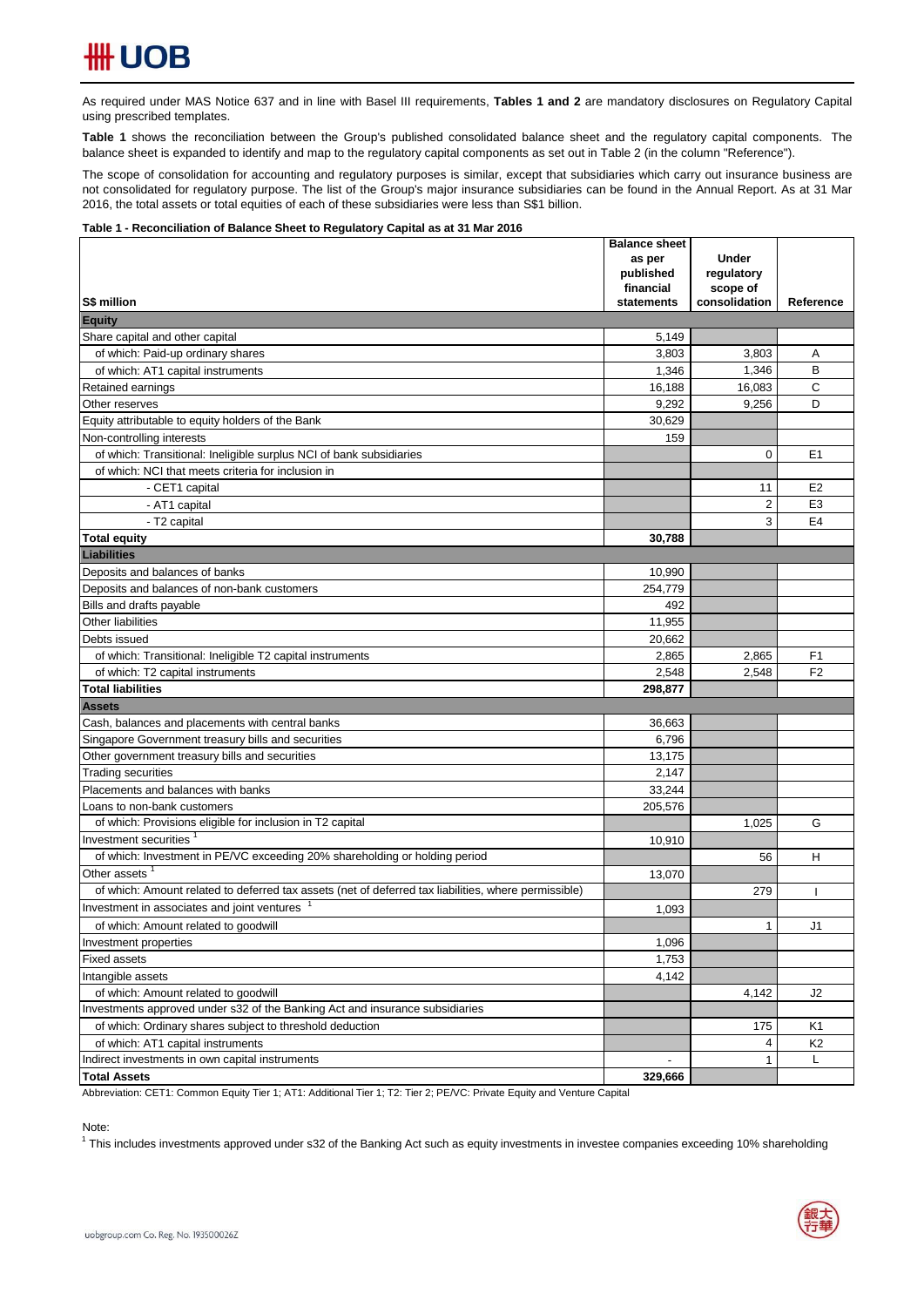As required under MAS Notice 637 and in line with Basel III requirements, **Tables 1 and 2** are mandatory disclosures on Regulatory Capital using prescribed templates.

**Table 1** shows the reconciliation between the Group's published consolidated balance sheet and the regulatory capital components. The balance sheet is expanded to identify and map to the regulatory capital components as set out in Table 2 (in the column "Reference").

The scope of consolidation for accounting and regulatory purposes is similar, except that subsidiaries which carry out insurance business are not consolidated for regulatory purpose. The list of the Group's major insurance subsidiaries can be found in the Annual Report. As at 31 Mar 2016, the total assets or total equities of each of these subsidiaries were less than S$1 billion.

**Table 1 - Reconciliation of Balance Sheet to Regulatory Capital as at 31 Mar 2016**

| S$ million | Balance sheet as per published financial statements | Under regulatory scope of consolidation | Reference |
|---|---|---|---|
| **Equity** | | | |
| Share capital and other capital | 5,149 | | |
| of which: Paid-up ordinary shares | 3,803 | 3,803 | A |
| of which: AT1 capital instruments | 1,346 | 1,346 | B |
| Retained earnings | 16,188 | 16,083 | C |
| Other reserves | 9,292 | 9,256 | D |
| Equity attributable to equity holders of the Bank | 30,629 | | |
| Non-controlling interests | 159 | | |
| of which: Transitional: Ineligible surplus NCI of bank subsidiaries | | 0 | E1 |
| of which: NCI that meets criteria for inclusion in | | | |
| - CET1 capital | | 11 | E2 |
| - AT1 capital | | 2 | E3 |
| - T2 capital | | 3 | E4 |
| **Total equity** | **30,788** | | |
| **Liabilities** | | | |
| Deposits and balances of banks | 10,990 | | |
| Deposits and balances of non-bank customers | 254,779 | | |
| Bills and drafts payable | 492 | | |
| Other liabilities | 11,955 | | |
| Debts issued | 20,662 | | |
| of which: Transitional: Ineligible T2 capital instruments | 2,865 | 2,865 | F1 |
| of which: T2 capital instruments | 2,548 | 2,548 | F2 |
| **Total liabilities** | **298,877** | | |
| **Assets** | | | |
| Cash, balances and placements with central banks | 36,663 | | |
| Singapore Government treasury bills and securities | 6,796 | | |
| Other government treasury bills and securities | 13,175 | | |
| Trading securities | 2,147 | | |
| Placements and balances with banks | 33,244 | | |
| Loans to non-bank customers | 205,576 | | |
| of which: Provisions eligible for inclusion in T2 capital | | 1,025 | G |
| Investment securities [1] | 10,910 | | |
| of which: Investment in PE/VC exceeding 20% shareholding or holding period | | 56 | H |
| Other assets [1] | 13,070 | | |
| of which: Amount related to deferred tax assets (net of deferred tax liabilities, where permissible) | | 279 | I |
| Investment in associates and joint ventures [1] | 1,093 | | |
| of which: Amount related to goodwill | | 1 | J1 |
| Investment properties | 1,096 | | |
| Fixed assets | 1,753 | | |
| Intangible assets | 4,142 | | |
| of which: Amount related to goodwill | | 4,142 | J2 |
| Investments approved under s32 of the Banking Act and insurance subsidiaries | | | |
| of which: Ordinary shares subject to threshold deduction | | 175 | K1 |
| of which: AT1 capital instruments | | 4 | K2 |
| Indirect investments in own capital instruments | - | 1 | L |
| **Total Assets** | **329,666** | | |

Abbreviation: CET1: Common Equity Tier 1; AT1: Additional Tier 1; T2: Tier 2; PE/VC: Private Equity and Venture Capital

Note:

[1] This includes investments approved under s32 of the Banking Act such as equity investments in investee companies exceeding 10% shareholding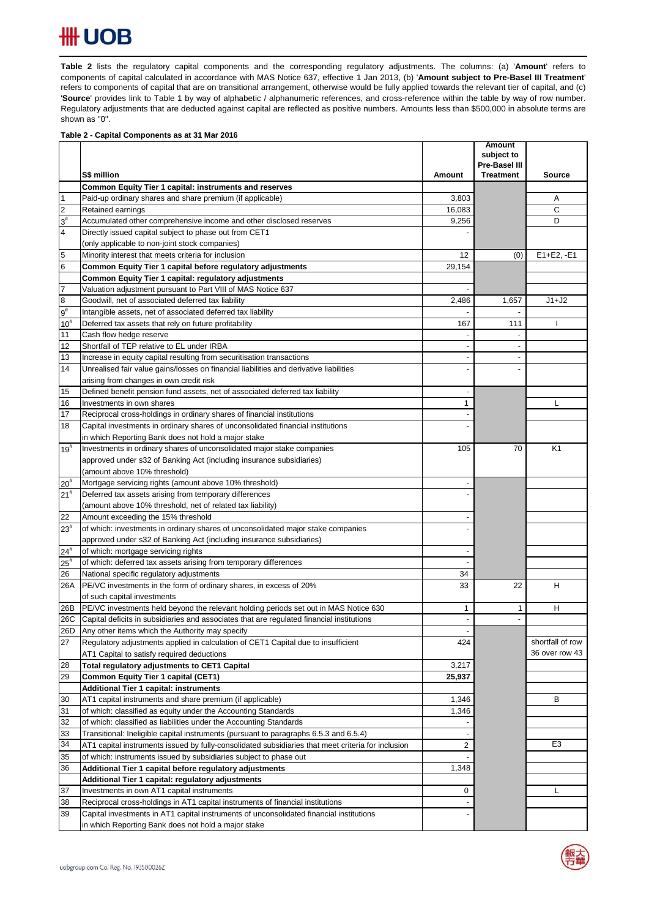**Table 2** lists the regulatory capital components and the corresponding regulatory adjustments. The columns: (a) '**Amount**' refers to components of capital calculated in accordance with MAS Notice 637, effective 1 Jan 2013, (b) '**Amount subject to Pre-Basel III Treatment**' refers to components of capital that are on transitional arrangement, otherwise would be fully applied towards the relevant tier of capital, and (c) '**Source**' provides link to Table 1 by way of alphabetic / alphanumeric references, and cross-reference within the table by way of row number. Regulatory adjustments that are deducted against capital are reflected as positive numbers. Amounts less than $500,000 in absolute terms are shown as "0".

**Table 2 - Capital Components as at 31 Mar 2016**

| | S$ million | Amount | Amount subject to Pre-Basel III Treatment | Source |
|---|---|---|---|---|
| | **Common Equity Tier 1 capital: instruments and reserves** | | | |
| 1 | Paid-up ordinary shares and share premium (if applicable) | 3,803 | | A |
| 2 | Retained earnings | 16,083 | | C |
| 3# | Accumulated other comprehensive income and other disclosed reserves | 9,256 | | D |
| 4 | Directly issued capital subject to phase out from CET1 (only applicable to non-joint stock companies) | - | | |
| 5 | Minority interest that meets criteria for inclusion | 12 | (0) | E1+E2, -E1 |
| 6 | **Common Equity Tier 1 capital before regulatory adjustments** | 29,154 | | |
| | **Common Equity Tier 1 capital: regulatory adjustments** | | | |
| 7 | Valuation adjustment pursuant to Part VIII of MAS Notice 637 | - | | |
| 8 | Goodwill, net of associated deferred tax liability | 2,486 | 1,657 | J1+J2 |
| 9# | Intangible assets, net of associated deferred tax liability | - | - | |
| 10# | Deferred tax assets that rely on future profitability | 167 | 111 | I |
| 11 | Cash flow hedge reserve | - | - | |
| 12 | Shortfall of TEP relative to EL under IRBA | - | - | |
| 13 | Increase in equity capital resulting from securitisation transactions | - | - | |
| 14 | Unrealised fair value gains/losses on financial liabilities and derivative liabilities arising from changes in own credit risk | - | - | |
| 15 | Defined benefit pension fund assets, net of associated deferred tax liability | - | | |
| 16 | Investments in own shares | 1 | | L |
| 17 | Reciprocal cross-holdings in ordinary shares of financial institutions | - | | |
| 18 | Capital investments in ordinary shares of unconsolidated financial institutions in which Reporting Bank does not hold a major stake | - | | |
| 19# | Investments in ordinary shares of unconsolidated major stake companies approved under s32 of Banking Act (including insurance subsidiaries) (amount above 10% threshold) | 105 | 70 | K1 |
| 20# | Mortgage servicing rights (amount above 10% threshold) | - | | |
| 21# | Deferred tax assets arising from temporary differences (amount above 10% threshold, net of related tax liability) | - | | |
| 22 | Amount exceeding the 15% threshold | - | | |
| 23# | of which: investments in ordinary shares of unconsolidated major stake companies approved under s32 of Banking Act (including insurance subsidiaries) | - | | |
| 24# | of which: mortgage servicing rights | - | | |
| 25# | of which: deferred tax assets arising from temporary differences | - | | |
| 26 | National specific regulatory adjustments | 34 | | |
| 26A | PE/VC investments in the form of ordinary shares, in excess of 20% of such capital investments | 33 | 22 | H |
| 26B | PE/VC investments held beyond the relevant holding periods set out in MAS Notice 630 | 1 | 1 | H |
| 26C | Capital deficits in subsidiaries and associates that are regulated financial institutions | - | - | |
| 26D | Any other items which the Authority may specify | - | | |
| 27 | Regulatory adjustments applied in calculation of CET1 Capital due to insufficient AT1 Capital to satisfy required deductions | 424 | | shortfall of row 36 over row 43 |
| 28 | **Total regulatory adjustments to CET1 Capital** | 3,217 | | |
| 29 | **Common Equity Tier 1 capital (CET1)** | **25,937** | | |
| | **Additional Tier 1 capital: instruments** | | | |
| 30 | AT1 capital instruments and share premium (if applicable) | 1,346 | | B |
| 31 | of which: classified as equity under the Accounting Standards | 1,346 | | |
| 32 | of which: classified as liabilities under the Accounting Standards | - | | |
| 33 | Transitional: Ineligible capital instruments (pursuant to paragraphs 6.5.3 and 6.5.4) | - | | |
| 34 | AT1 capital instruments issued by fully-consolidated subsidiaries that meet criteria for inclusion | 2 | | E3 |
| 35 | of which: instruments issued by subsidiaries subject to phase out | - | | |
| 36 | **Additional Tier 1 capital before regulatory adjustments** | 1,348 | | |
| | **Additional Tier 1 capital: regulatory adjustments** | | | |
| 37 | Investments in own AT1 capital instruments | 0 | | L |
| 38 | Reciprocal cross-holdings in AT1 capital instruments of financial institutions | - | | |
| 39 | Capital investments in AT1 capital instruments of unconsolidated financial institutions in which Reporting Bank does not hold a major stake | - | | |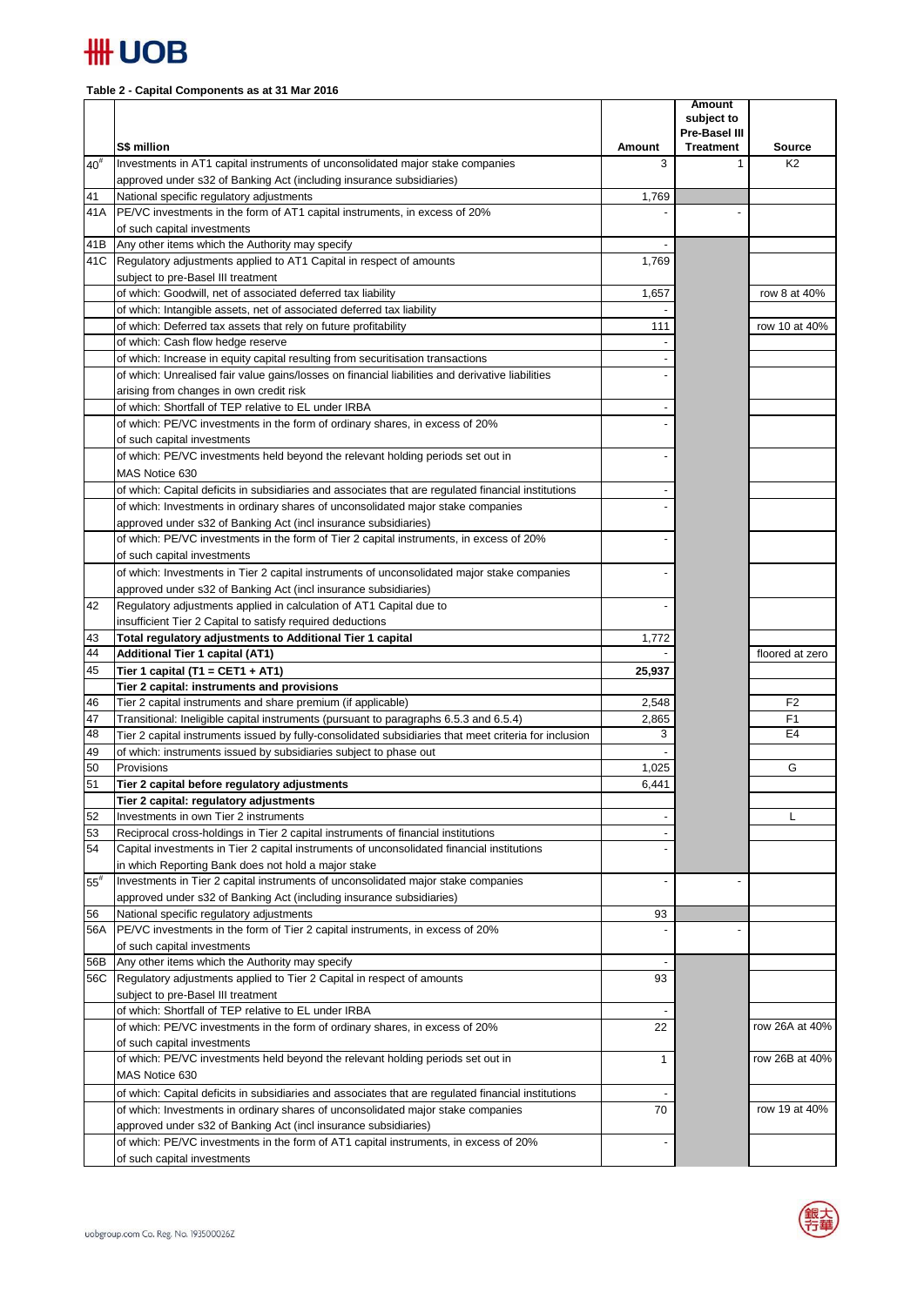**Table 2 - Capital Components as at 31 Mar 2016**

| | S$ million | Amount | Amount subject to Pre-Basel III Treatment | Source |
|---|---|---|---|---|
| 40# | Investments in AT1 capital instruments of unconsolidated major stake companies approved under s32 of Banking Act (including insurance subsidiaries) | 3 | 1 | K2 |
| 41 | National specific regulatory adjustments | 1,769 | | |
| 41A | PE/VC investments in the form of AT1 capital instruments, in excess of 20% of such capital investments | - | - | |
| 41B | Any other items which the Authority may specify | - | | |
| 41C | Regulatory adjustments applied to AT1 Capital in respect of amounts subject to pre-Basel III treatment | 1,769 | | |
| | of which: Goodwill, net of associated deferred tax liability | 1,657 | | row 8 at 40% |
| | of which: Intangible assets, net of associated deferred tax liability | - | | |
| | of which: Deferred tax assets that rely on future profitability | 111 | | row 10 at 40% |
| | of which: Cash flow hedge reserve | - | | |
| | of which: Increase in equity capital resulting from securitisation transactions | - | | |
| | of which: Unrealised fair value gains/losses on financial liabilities and derivative liabilities arising from changes in own credit risk | - | | |
| | of which: Shortfall of TEP relative to EL under IRBA | - | | |
| | of which: PE/VC investments in the form of ordinary shares, in excess of 20% of such capital investments | - | | |
| | of which: PE/VC investments held beyond the relevant holding periods set out in MAS Notice 630 | - | | |
| | of which: Capital deficits in subsidiaries and associates that are regulated financial institutions | - | | |
| | of which: Investments in ordinary shares of unconsolidated major stake companies approved under s32 of Banking Act (incl insurance subsidiaries) | - | | |
| | of which: PE/VC investments in the form of Tier 2 capital instruments, in excess of 20% of such capital investments | - | | |
| | of which: Investments in Tier 2 capital instruments of unconsolidated major stake companies approved under s32 of Banking Act (incl insurance subsidiaries) | - | | |
| 42 | Regulatory adjustments applied in calculation of AT1 Capital due to insufficient Tier 2 Capital to satisfy required deductions | - | | |
| 43 | **Total regulatory adjustments to Additional Tier 1 capital** | 1,772 | | |
| 44 | **Additional Tier 1 capital (AT1)** | - | | floored at zero |
| 45 | **Tier 1 capital (T1 = CET1 + AT1)** | **25,937** | | |
| | **Tier 2 capital: instruments and provisions** | | | |
| 46 | Tier 2 capital instruments and share premium (if applicable) | 2,548 | | F2 |
| 47 | Transitional: Ineligible capital instruments (pursuant to paragraphs 6.5.3 and 6.5.4) | 2,865 | | F1 |
| 48 | Tier 2 capital instruments issued by fully-consolidated subsidiaries that meet criteria for inclusion | 3 | | E4 |
| 49 | of which: instruments issued by subsidiaries subject to phase out | - | | |
| 50 | Provisions | 1,025 | | G |
| 51 | **Tier 2 capital before regulatory adjustments** | 6,441 | | |
| | **Tier 2 capital: regulatory adjustments** | | | |
| 52 | Investments in own Tier 2 instruments | - | | L |
| 53 | Reciprocal cross-holdings in Tier 2 capital instruments of financial institutions | - | | |
| 54 | Capital investments in Tier 2 capital instruments of unconsolidated financial institutions in which Reporting Bank does not hold a major stake | - | | |
| 55# | Investments in Tier 2 capital instruments of unconsolidated major stake companies approved under s32 of Banking Act (including insurance subsidiaries) | - | - | |
| 56 | National specific regulatory adjustments | 93 | | |
| 56A | PE/VC investments in the form of Tier 2 capital instruments, in excess of 20% of such capital investments | - | - | |
| 56B | Any other items which the Authority may specify | - | | |
| 56C | Regulatory adjustments applied to Tier 2 Capital in respect of amounts subject to pre-Basel III treatment | 93 | | |
| | of which: Shortfall of TEP relative to EL under IRBA | - | | |
| | of which: PE/VC investments in the form of ordinary shares, in excess of 20% of such capital investments | 22 | | row 26A at 40% |
| | of which: PE/VC investments held beyond the relevant holding periods set out in MAS Notice 630 | 1 | | row 26B at 40% |
| | of which: Capital deficits in subsidiaries and associates that are regulated financial institutions | - | | |
| | of which: Investments in ordinary shares of unconsolidated major stake companies approved under s32 of Banking Act (incl insurance subsidiaries) | 70 | | row 19 at 40% |
| | of which: PE/VC investments in the form of AT1 capital instruments, in excess of 20% of such capital investments | - | | |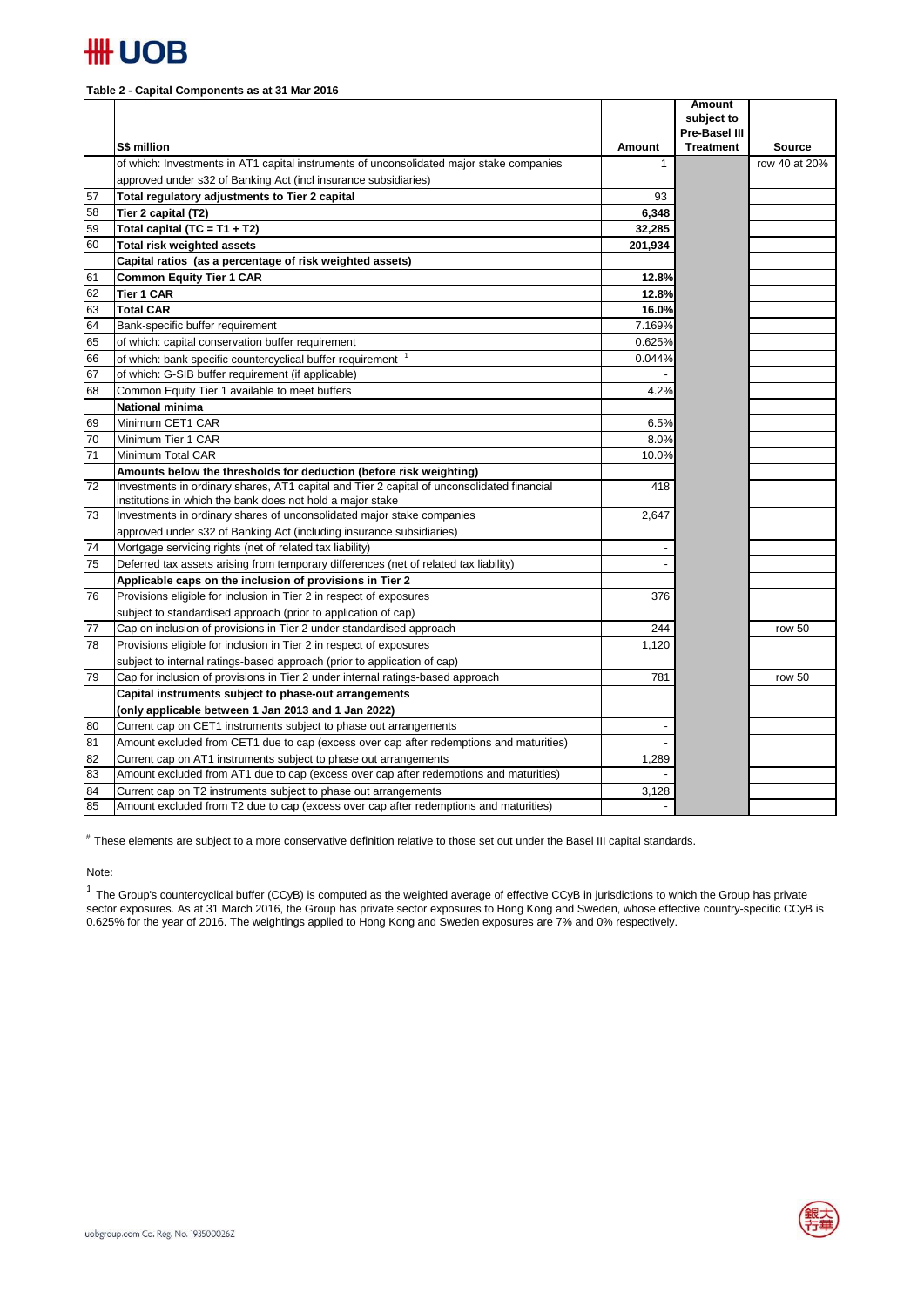**Table 2 - Capital Components as at 31 Mar 2016**

| | S$ million | Amount | Amount subject to Pre-Basel III Treatment | Source |
|---|---|---|---|---|
| | of which: Investments in AT1 capital instruments of unconsolidated major stake companies approved under s32 of Banking Act (incl insurance subsidiaries) | 1 | | row 40 at 20% |
| 57 | **Total regulatory adjustments to Tier 2 capital** | 93 | | |
| 58 | **Tier 2 capital (T2)** | **6,348** | | |
| 59 | **Total capital (TC = T1 + T2)** | **32,285** | | |
| 60 | **Total risk weighted assets** | **201,934** | | |
| | **Capital ratios (as a percentage of risk weighted assets)** | | | |
| 61 | **Common Equity Tier 1 CAR** | **12.8%** | | |
| 62 | **Tier 1 CAR** | **12.8%** | | |
| 63 | **Total CAR** | **16.0%** | | |
| 64 | Bank-specific buffer requirement | 7.169% | | |
| 65 | of which: capital conservation buffer requirement | 0.625% | | |
| 66 | of which: bank specific countercyclical buffer requirement [1] | 0.044% | | |
| 67 | of which: G-SIB buffer requirement (if applicable) | - | | |
| 68 | Common Equity Tier 1 available to meet buffers | 4.2% | | |
| | **National minima** | | | |
| 69 | Minimum CET1 CAR | 6.5% | | |
| 70 | Minimum Tier 1 CAR | 8.0% | | |
| 71 | Minimum Total CAR | 10.0% | | |
| | **Amounts below the thresholds for deduction (before risk weighting)** | | | |
| 72 | Investments in ordinary shares, AT1 capital and Tier 2 capital of unconsolidated financial institutions in which the bank does not hold a major stake | 418 | | |
| 73 | Investments in ordinary shares of unconsolidated major stake companies approved under s32 of Banking Act (including insurance subsidiaries) | 2,647 | | |
| 74 | Mortgage servicing rights (net of related tax liability) | - | | |
| 75 | Deferred tax assets arising from temporary differences (net of related tax liability) | - | | |
| | **Applicable caps on the inclusion of provisions in Tier 2** | | | |
| 76 | Provisions eligible for inclusion in Tier 2 in respect of exposures subject to standardised approach (prior to application of cap) | 376 | | |
| 77 | Cap on inclusion of provisions in Tier 2 under standardised approach | 244 | | row 50 |
| 78 | Provisions eligible for inclusion in Tier 2 in respect of exposures subject to internal ratings-based approach (prior to application of cap) | 1,120 | | |
| 79 | Cap for inclusion of provisions in Tier 2 under internal ratings-based approach | 781 | | row 50 |
| | **Capital instruments subject to phase-out arrangements (only applicable between 1 Jan 2013 and 1 Jan 2022)** | | | |
| 80 | Current cap on CET1 instruments subject to phase out arrangements | - | | |
| 81 | Amount excluded from CET1 due to cap (excess over cap after redemptions and maturities) | - | | |
| 82 | Current cap on AT1 instruments subject to phase out arrangements | 1,289 | | |
| 83 | Amount excluded from AT1 due to cap (excess over cap after redemptions and maturities) | - | | |
| 84 | Current cap on T2 instruments subject to phase out arrangements | 3,128 | | |
| 85 | Amount excluded from T2 due to cap (excess over cap after redemptions and maturities) | - | | |

[#] These elements are subject to a more conservative definition relative to those set out under the Basel III capital standards.

Note:

[1] The Group's countercyclical buffer (CCyB) is computed as the weighted average of effective CCyB in jurisdictions to which the Group has private sector exposures. As at 31 March 2016, the Group has private sector exposures to Hong Kong and Sweden, whose effective country-specific CCyB is 0.625% for the year of 2016. The weightings applied to Hong Kong and Sweden exposures are 7% and 0% respectively.